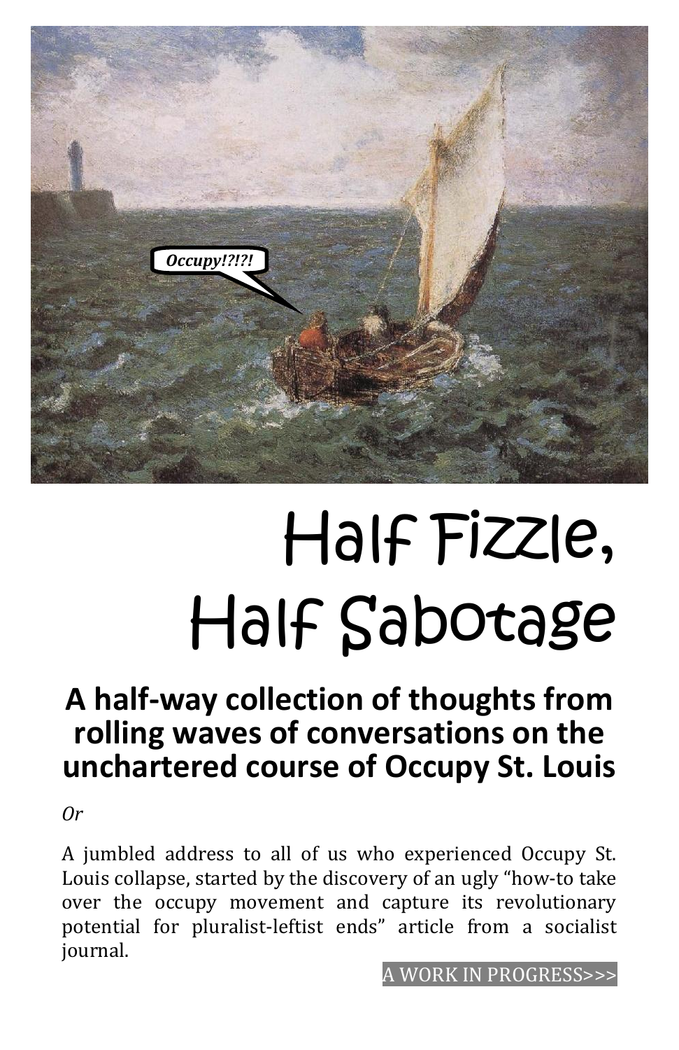# Half Fizzle, Half Sabotage

## A half-way collection of thoughts from rolling waves of conversations on the unchartered course of Occupy St. Louis

*Or*

A jumbled address to all of us who experienced Occupy St. Louis collapse, started by the discovery of an ugly "how-to take over the occupy movement and capture its revolutionary potential for pluralist-leftist ends" article from a socialist journal.

A WORK IN PROGRESS>>>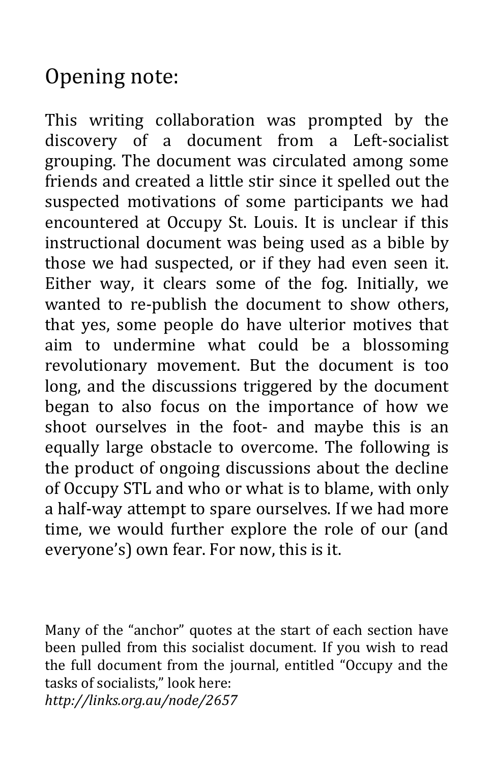## Opening note:

This writing collaboration was prompted by the discovery of a document from a Left-socialist grouping. The document was circulated among some friends and created a little stir since it spelled out the suspected motivations of some participants we had encountered at Occupy St. Louis. It is unclear if this instructional document was being used as a bible by those we had suspected, or if they had even seen it. Either way, it clears some of the fog. Initially, we wanted to re-publish the document to show others, that yes, some people do have ulterior motives that aim to undermine what could be a blossoming revolutionary movement. But the document is too long, and the discussions triggered by the document began to also focus on the importance of how we shoot ourselves in the foot- and maybe this is an equally large obstacle to overcome. The following is the product of ongoing discussions about the decline of Occupy STL and who or what is to blame, with only a half-way attempt to spare ourselves. If we had more time, we would further explore the role of our (and everyone's) own fear. For now, this is it.

Many of the "anchor" quotes at the start of each section have been pulled from this socialist document. If you wish to read the full document from the journal, entitled "Occupy and the tasks of socialists," look here:
*http://links.org.au/node/2657*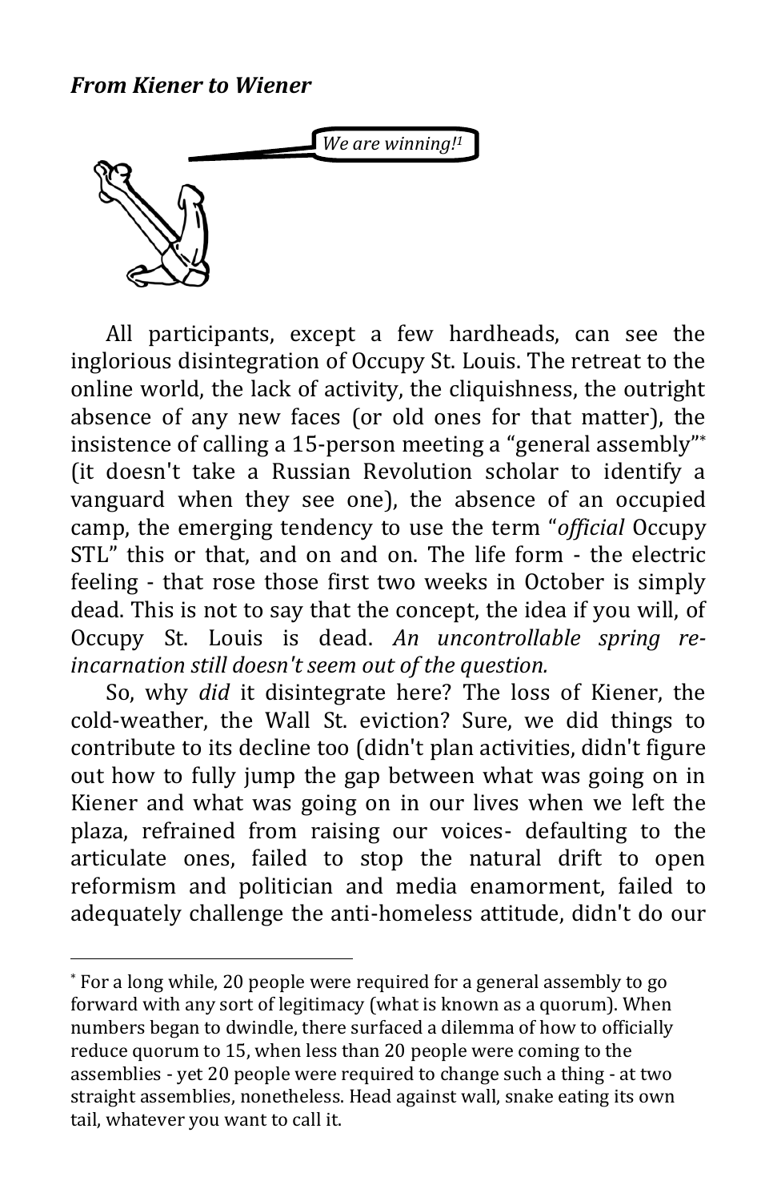***From Kiener to Wiener***

All participants, except a few hardheads, can see the inglorious disintegration of Occupy St. Louis. The retreat to the online world, the lack of activity, the cliquishness, the outright absence of any new faces (or old ones for that matter), the insistence of calling a 15-person meeting a "general assembly"* (it doesn't take a Russian Revolution scholar to identify a vanguard when they see one), the absence of an occupied camp, the emerging tendency to use the term "*official* Occupy STL" this or that, and on and on. The life form - the electric feeling - that rose those first two weeks in October is simply dead. This is not to say that the concept, the idea if you will, of Occupy St. Louis is dead. *An uncontrollable spring re-incarnation still doesn't seem out of the question.*

So, why *did* it disintegrate here? The loss of Kiener, the cold-weather, the Wall St. eviction? Sure, we did things to contribute to its decline too (didn't plan activities, didn't figure out how to fully jump the gap between what was going on in Kiener and what was going on in our lives when we left the plaza, refrained from raising our voices- defaulting to the articulate ones, failed to stop the natural drift to open reformism and politician and media enamorment, failed to adequately challenge the anti-homeless attitude, didn't do our

---

* For a long while, 20 people were required for a general assembly to go forward with any sort of legitimacy (what is known as a quorum). When numbers began to dwindle, there surfaced a dilemma of how to officially reduce quorum to 15, when less than 20 people were coming to the assemblies - yet 20 people were required to change such a thing - at two straight assemblies, nonetheless. Head against wall, snake eating its own tail, whatever you want to call it.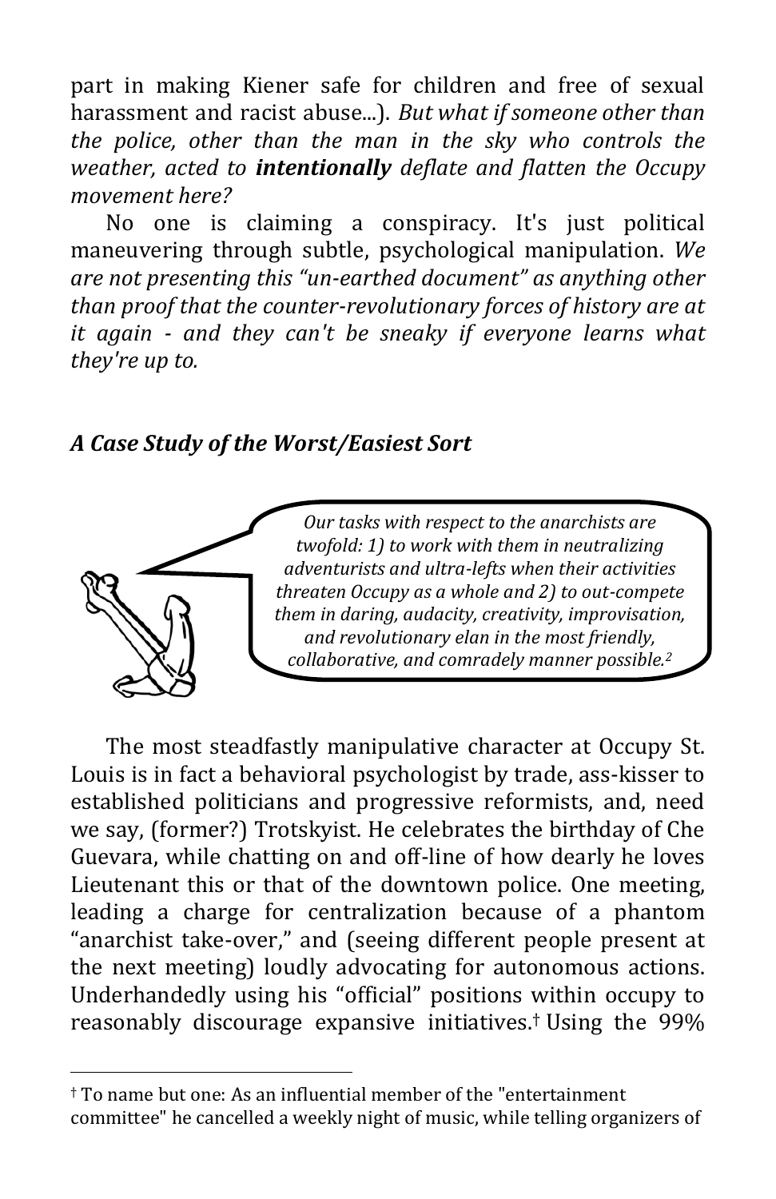part in making Kiener safe for children and free of sexual harassment and racist abuse...). *But what if someone other than the police, other than the man in the sky who controls the weather, acted to **intentionally** deflate and flatten the Occupy movement here?*

No one is claiming a conspiracy. It's just political maneuvering through subtle, psychological manipulation. *We are not presenting this "un-earthed document" as anything other than proof that the counter-revolutionary forces of history are at it again - and they can't be sneaky if everyone learns what they're up to.*

### *A Case Study of the Worst/Easiest Sort*

*Our tasks with respect to the anarchists are twofold: 1) to work with them in neutralizing adventurists and ultra-lefts when their activities threaten Occupy as a whole and 2) to out-compete them in daring, audacity, creativity, improvisation, and revolutionary elan in the most friendly, collaborative, and comradely manner possible.*[2]

The most steadfastly manipulative character at Occupy St. Louis is in fact a behavioral psychologist by trade, ass-kisser to established politicians and progressive reformists, and, need we say, (former?) Trotskyist. He celebrates the birthday of Che Guevara, while chatting on and off-line of how dearly he loves Lieutenant this or that of the downtown police. One meeting, leading a charge for centralization because of a phantom "anarchist take-over," and (seeing different people present at the next meeting) loudly advocating for autonomous actions. Underhandedly using his "official" positions within occupy to reasonably discourage expansive initiatives.[†] Using the 99%

[†] To name but one: As an influential member of the "entertainment committee" he cancelled a weekly night of music, while telling organizers of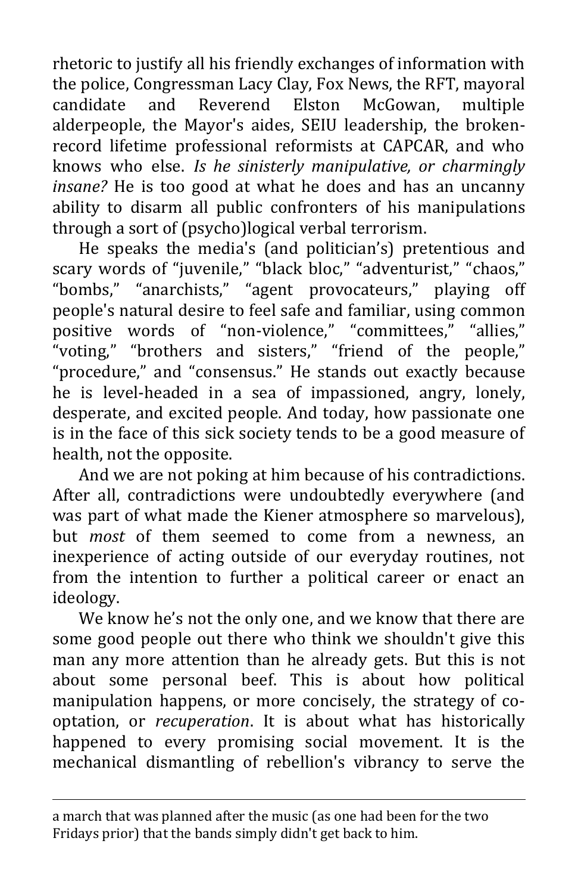rhetoric to justify all his friendly exchanges of information with the police, Congressman Lacy Clay, Fox News, the RFT, mayoral candidate and Reverend Elston McGowan, multiple alderpeople, the Mayor's aides, SEIU leadership, the broken-record lifetime professional reformists at CAPCAR, and who knows who else. *Is he sinisterly manipulative, or charmingly insane?* He is too good at what he does and has an uncanny ability to disarm all public confronters of his manipulations through a sort of (psycho)logical verbal terrorism.

He speaks the media's (and politician's) pretentious and scary words of "juvenile," "black bloc," "adventurist," "chaos," "bombs," "anarchists," "agent provocateurs," playing off people's natural desire to feel safe and familiar, using common positive words of "non-violence," "committees," "allies," "voting," "brothers and sisters," "friend of the people," "procedure," and "consensus." He stands out exactly because he is level-headed in a sea of impassioned, angry, lonely, desperate, and excited people. And today, how passionate one is in the face of this sick society tends to be a good measure of health, not the opposite.

And we are not poking at him because of his contradictions. After all, contradictions were undoubtedly everywhere (and was part of what made the Kiener atmosphere so marvelous), but *most* of them seemed to come from a newness, an inexperience of acting outside of our everyday routines, not from the intention to further a political career or enact an ideology.

We know he's not the only one, and we know that there are some good people out there who think we shouldn't give this man any more attention than he already gets. But this is not about some personal beef. This is about how political manipulation happens, or more concisely, the strategy of co-optation, or *recuperation*. It is about what has historically happened to every promising social movement. It is the mechanical dismantling of rebellion's vibrancy to serve the

---

a march that was planned after the music (as one had been for the two Fridays prior) that the bands simply didn't get back to him.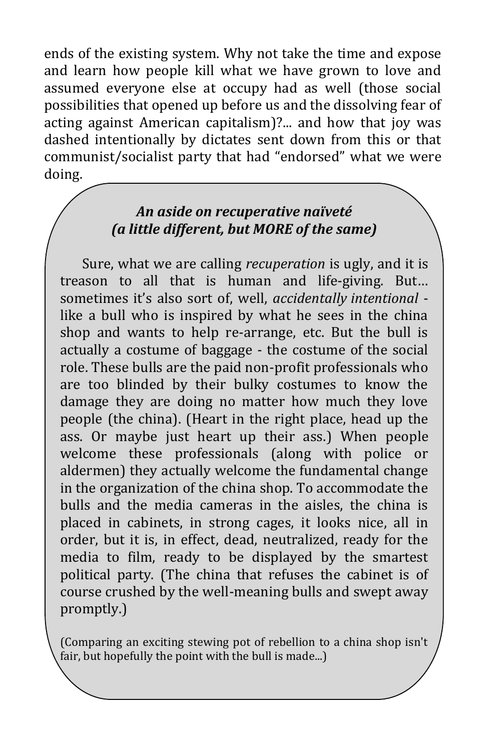ends of the existing system. Why not take the time and expose and learn how people kill what we have grown to love and assumed everyone else at occupy had as well (those social possibilities that opened up before us and the dissolving fear of acting against American capitalism)?... and how that joy was dashed intentionally by dictates sent down from this or that communist/socialist party that had "endorsed" what we were doing.

### *An aside on recuperative naïveté (a little different, but MORE of the same)*

Sure, what we are calling *recuperation* is ugly, and it is treason to all that is human and life-giving. But… sometimes it's also sort of, well, *accidentally intentional* - like a bull who is inspired by what he sees in the china shop and wants to help re-arrange, etc. But the bull is actually a costume of baggage - the costume of the social role. These bulls are the paid non-profit professionals who are too blinded by their bulky costumes to know the damage they are doing no matter how much they love people (the china). (Heart in the right place, head up the ass. Or maybe just heart up their ass.) When people welcome these professionals (along with police or aldermen) they actually welcome the fundamental change in the organization of the china shop. To accommodate the bulls and the media cameras in the aisles, the china is placed in cabinets, in strong cages, it looks nice, all in order, but it is, in effect, dead, neutralized, ready for the media to film, ready to be displayed by the smartest political party. (The china that refuses the cabinet is of course crushed by the well-meaning bulls and swept away promptly.)

(Comparing an exciting stewing pot of rebellion to a china shop isn't fair, but hopefully the point with the bull is made...)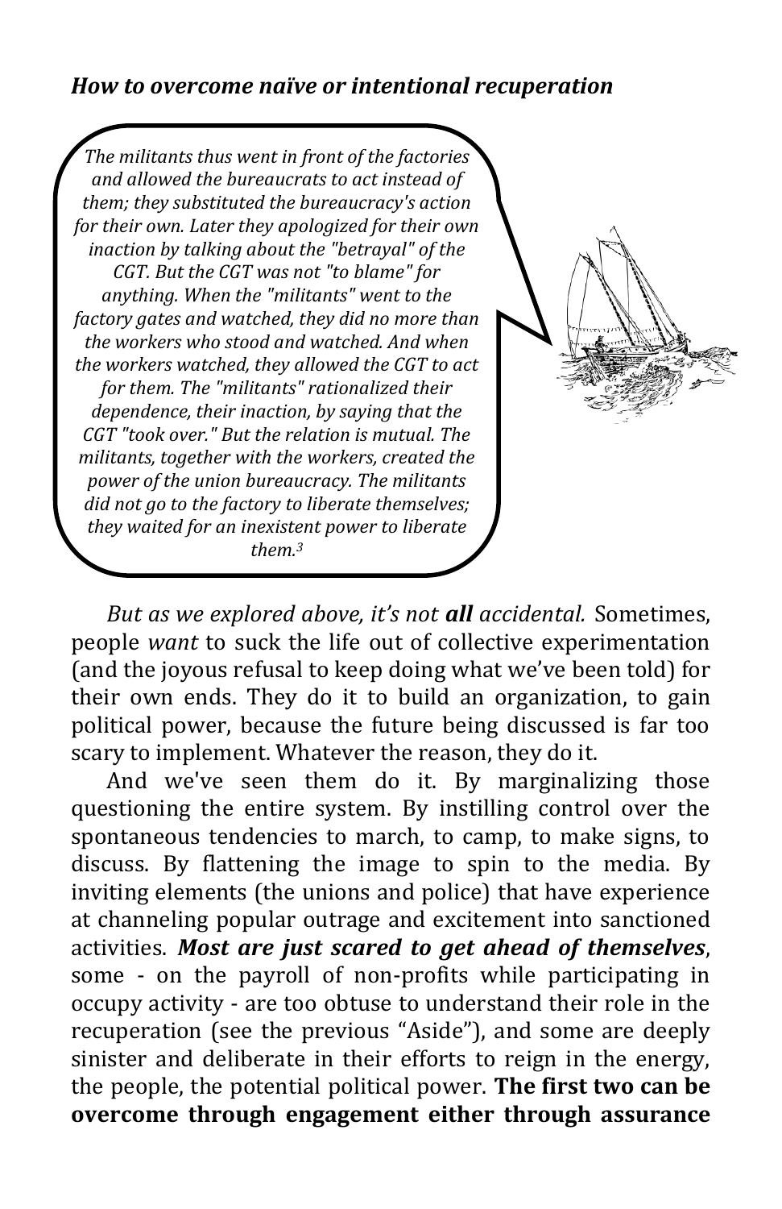### *How to overcome naïve or intentional recuperation*

> *The militants thus went in front of the factories and allowed the bureaucrats to act instead of them; they substituted the bureaucracy's action for their own. Later they apologized for their own inaction by talking about the "betrayal" of the CGT. But the CGT was not "to blame" for anything. When the "militants" went to the factory gates and watched, they did no more than the workers who stood and watched. And when the workers watched, they allowed the CGT to act for them. The "militants" rationalized their dependence, their inaction, by saying that the CGT "took over." But the relation is mutual. The militants, together with the workers, created the power of the union bureaucracy. The militants did not go to the factory to liberate themselves; they waited for an inexistent power to liberate them.*[3]

*But as we explored above, it's not **all** accidental.* Sometimes, people *want* to suck the life out of collective experimentation (and the joyous refusal to keep doing what we've been told) for their own ends. They do it to build an organization, to gain political power, because the future being discussed is far too scary to implement. Whatever the reason, they do it.

And we've seen them do it. By marginalizing those questioning the entire system. By instilling control over the spontaneous tendencies to march, to camp, to make signs, to discuss. By flattening the image to spin to the media. By inviting elements (the unions and police) that have experience at channeling popular outrage and excitement into sanctioned activities. ***Most are just scared to get ahead of themselves***, some - on the payroll of non-profits while participating in occupy activity - are too obtuse to understand their role in the recuperation (see the previous "Aside"), and some are deeply sinister and deliberate in their efforts to reign in the energy, the people, the potential political power. **The first two can be overcome through engagement either through assurance**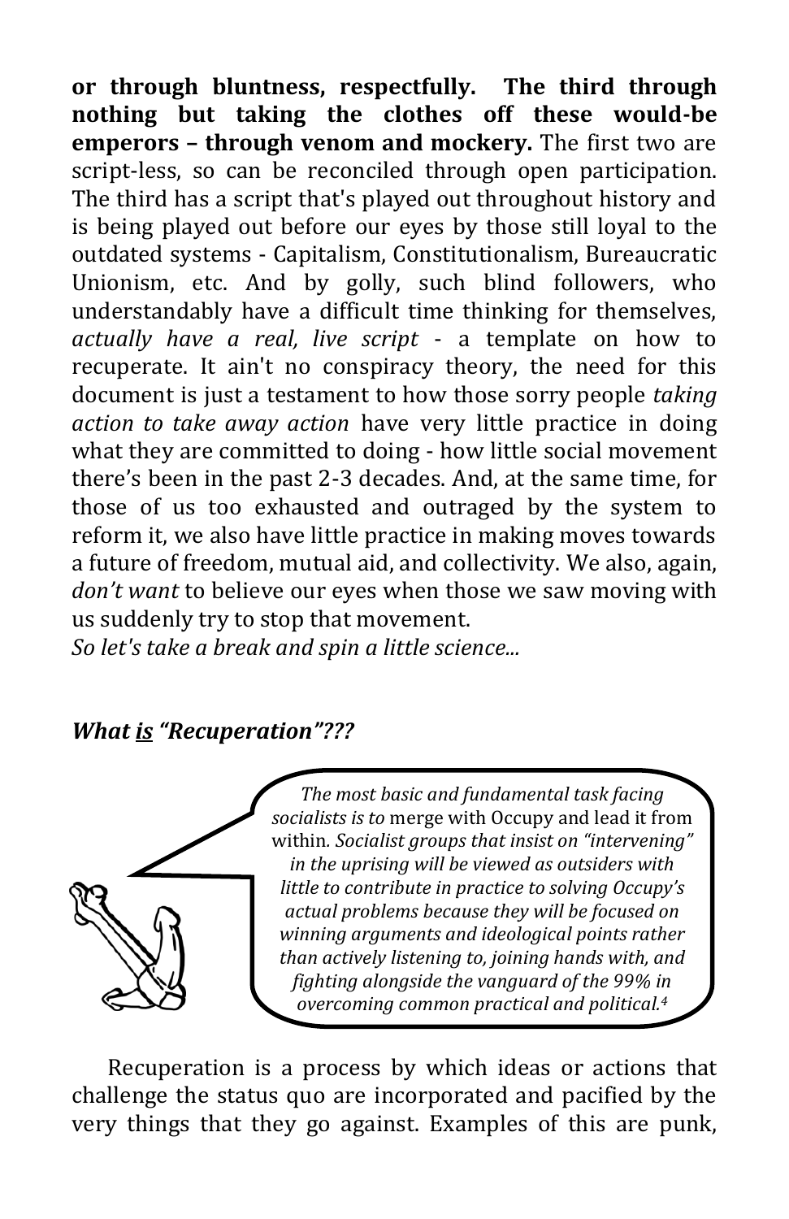**or through bluntness, respectfully. The third through nothing but taking the clothes off these would-be emperors – through venom and mockery.** The first two are script-less, so can be reconciled through open participation. The third has a script that's played out throughout history and is being played out before our eyes by those still loyal to the outdated systems - Capitalism, Constitutionalism, Bureaucratic Unionism, etc. And by golly, such blind followers, who understandably have a difficult time thinking for themselves, *actually have a real, live script* - a template on how to recuperate. It ain't no conspiracy theory, the need for this document is just a testament to how those sorry people *taking action to take away action* have very little practice in doing what they are committed to doing - how little social movement there's been in the past 2-3 decades. And, at the same time, for those of us too exhausted and outraged by the system to reform it, we also have little practice in making moves towards a future of freedom, mutual aid, and collectivity. We also, again, *don't want* to believe our eyes when those we saw moving with us suddenly try to stop that movement.
*So let's take a break and spin a little science...*

### *What <u>is</u> "Recuperation"???*

> *The most basic and fundamental task facing socialists is to* merge with Occupy and lead it from within*. Socialist groups that insist on "intervening" in the uprising will be viewed as outsiders with little to contribute in practice to solving Occupy's actual problems because they will be focused on winning arguments and ideological points rather than actively listening to, joining hands with, and fighting alongside the vanguard of the 99% in overcoming common practical and political.*[4]

Recuperation is a process by which ideas or actions that challenge the status quo are incorporated and pacified by the very things that they go against. Examples of this are punk,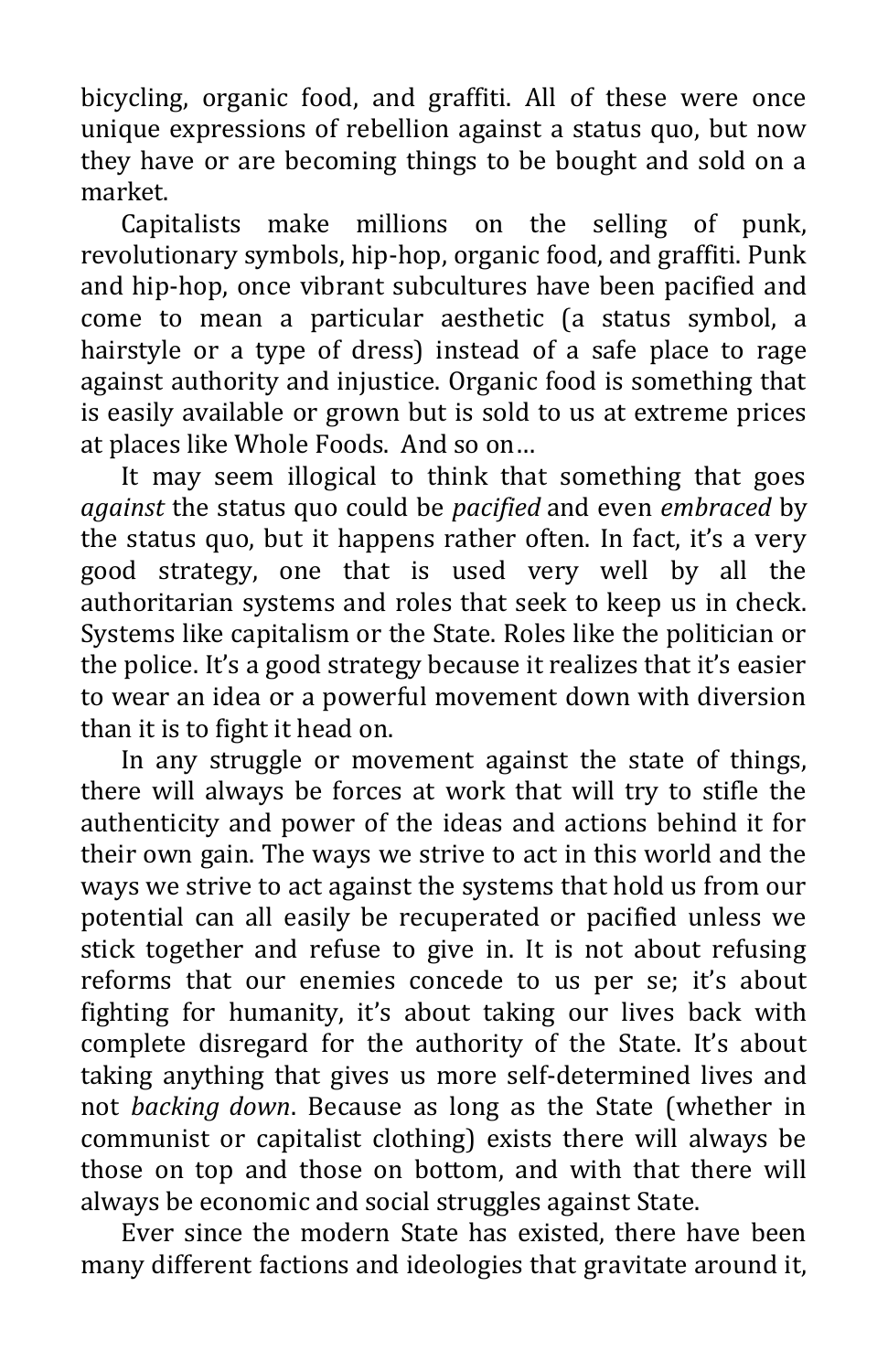bicycling, organic food, and graffiti. All of these were once unique expressions of rebellion against a status quo, but now they have or are becoming things to be bought and sold on a market.

Capitalists make millions on the selling of punk, revolutionary symbols, hip-hop, organic food, and graffiti. Punk and hip-hop, once vibrant subcultures have been pacified and come to mean a particular aesthetic (a status symbol, a hairstyle or a type of dress) instead of a safe place to rage against authority and injustice. Organic food is something that is easily available or grown but is sold to us at extreme prices at places like Whole Foods. And so on…

It may seem illogical to think that something that goes *against* the status quo could be *pacified* and even *embraced* by the status quo, but it happens rather often. In fact, it's a very good strategy, one that is used very well by all the authoritarian systems and roles that seek to keep us in check. Systems like capitalism or the State. Roles like the politician or the police. It's a good strategy because it realizes that it's easier to wear an idea or a powerful movement down with diversion than it is to fight it head on.

In any struggle or movement against the state of things, there will always be forces at work that will try to stifle the authenticity and power of the ideas and actions behind it for their own gain. The ways we strive to act in this world and the ways we strive to act against the systems that hold us from our potential can all easily be recuperated or pacified unless we stick together and refuse to give in. It is not about refusing reforms that our enemies concede to us per se; it's about fighting for humanity, it's about taking our lives back with complete disregard for the authority of the State. It's about taking anything that gives us more self-determined lives and not *backing down*. Because as long as the State (whether in communist or capitalist clothing) exists there will always be those on top and those on bottom, and with that there will always be economic and social struggles against State.

Ever since the modern State has existed, there have been many different factions and ideologies that gravitate around it,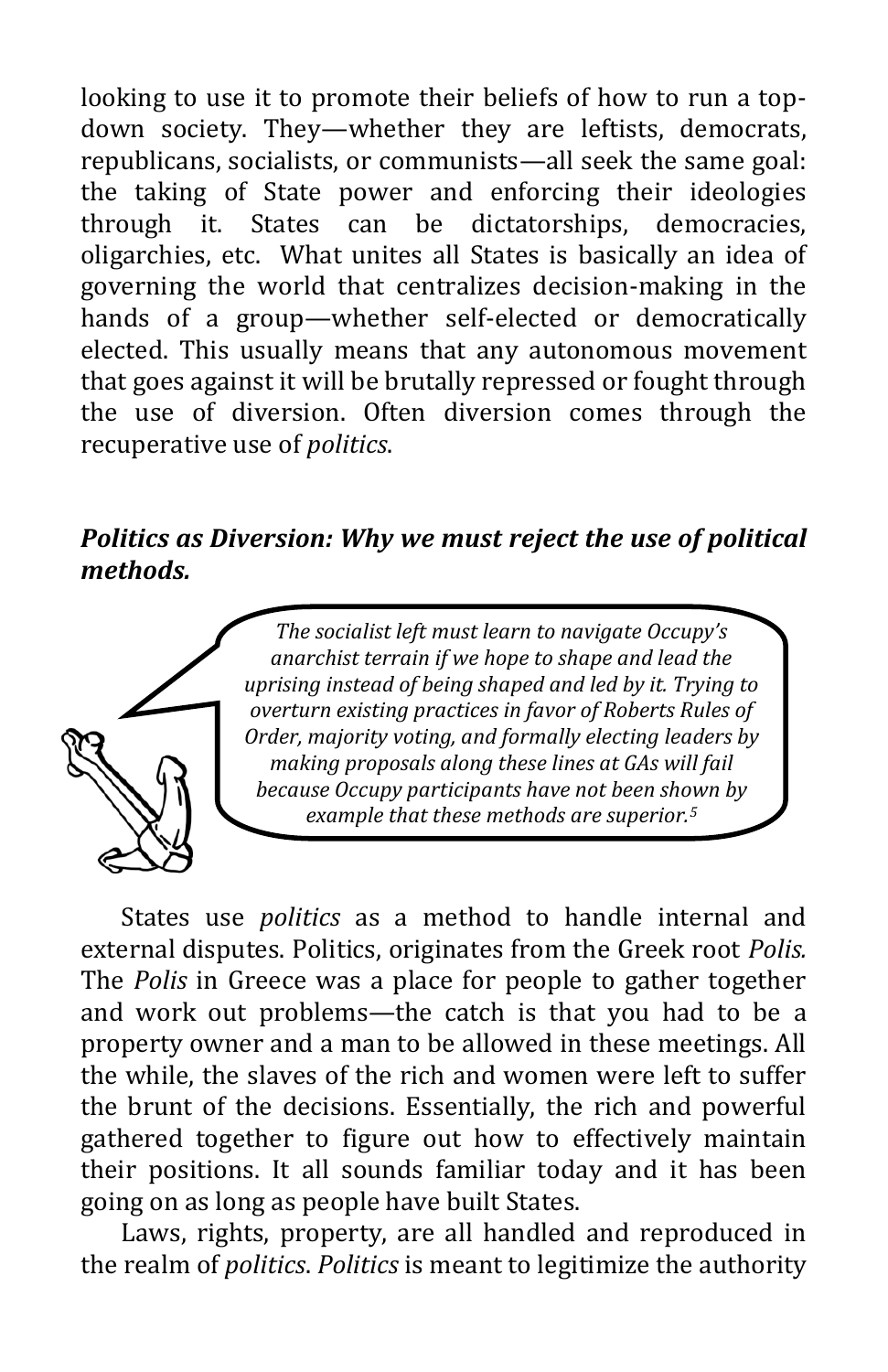looking to use it to promote their beliefs of how to run a top-down society. They—whether they are leftists, democrats, republicans, socialists, or communists—all seek the same goal: the taking of State power and enforcing their ideologies through it. States can be dictatorships, democracies, oligarchies, etc. What unites all States is basically an idea of governing the world that centralizes decision-making in the hands of a group—whether self-elected or democratically elected. This usually means that any autonomous movement that goes against it will be brutally repressed or fought through the use of diversion. Often diversion comes through the recuperative use of *politics*.

### ***Politics as Diversion: Why we must reject the use of political methods.***

> *The socialist left must learn to navigate Occupy's anarchist terrain if we hope to shape and lead the uprising instead of being shaped and led by it. Trying to overturn existing practices in favor of Roberts Rules of Order, majority voting, and formally electing leaders by making proposals along these lines at GAs will fail because Occupy participants have not been shown by example that these methods are superior.*[5]

States use *politics* as a method to handle internal and external disputes. Politics, originates from the Greek root *Polis.* The *Polis* in Greece was a place for people to gather together and work out problems—the catch is that you had to be a property owner and a man to be allowed in these meetings. All the while, the slaves of the rich and women were left to suffer the brunt of the decisions. Essentially, the rich and powerful gathered together to figure out how to effectively maintain their positions. It all sounds familiar today and it has been going on as long as people have built States.

Laws, rights, property, are all handled and reproduced in the realm of *politics*. *Politics* is meant to legitimize the authority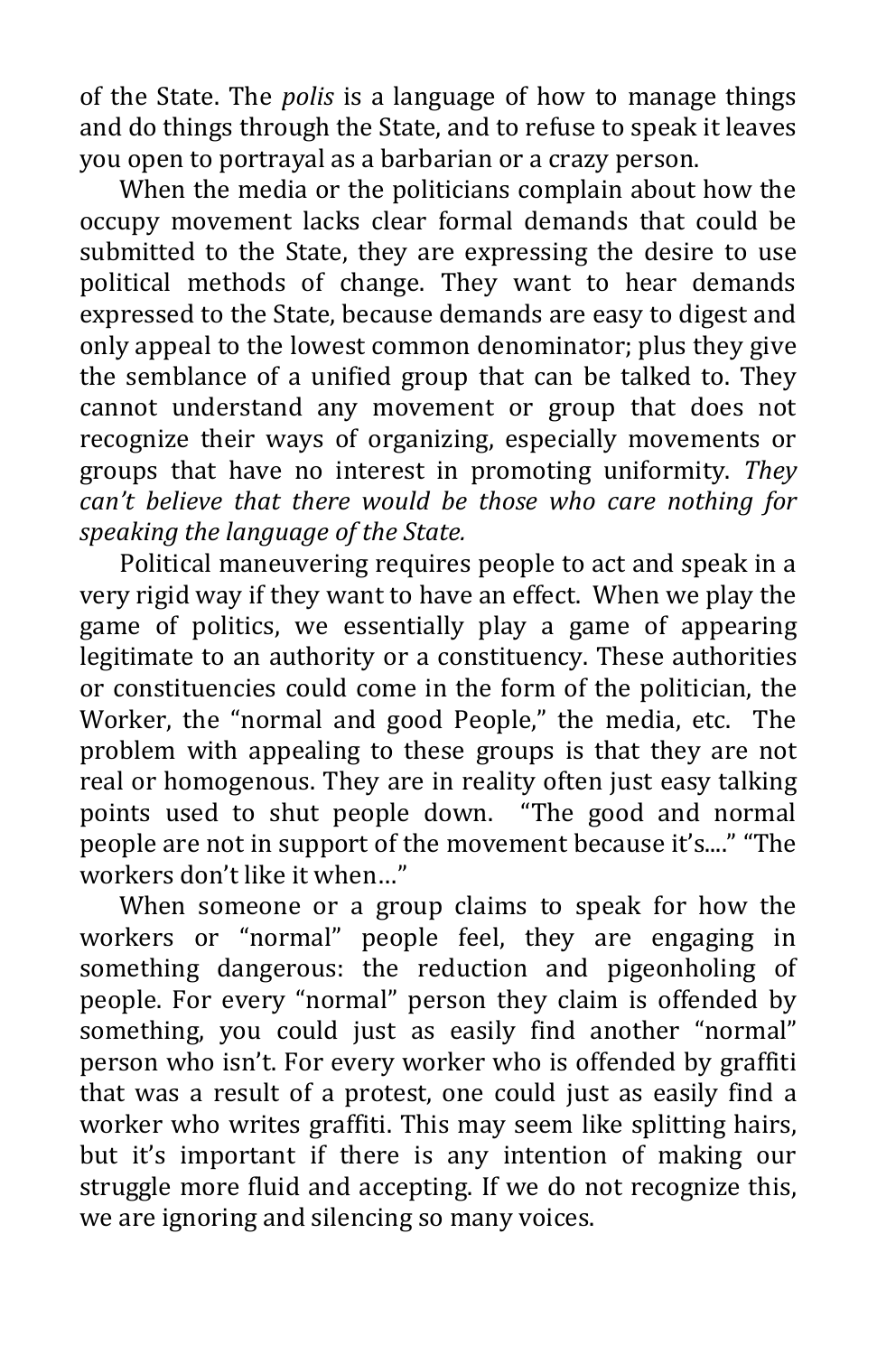of the State. The *polis* is a language of how to manage things and do things through the State, and to refuse to speak it leaves you open to portrayal as a barbarian or a crazy person.

When the media or the politicians complain about how the occupy movement lacks clear formal demands that could be submitted to the State, they are expressing the desire to use political methods of change. They want to hear demands expressed to the State, because demands are easy to digest and only appeal to the lowest common denominator; plus they give the semblance of a unified group that can be talked to. They cannot understand any movement or group that does not recognize their ways of organizing, especially movements or groups that have no interest in promoting uniformity. *They can't believe that there would be those who care nothing for speaking the language of the State.*

Political maneuvering requires people to act and speak in a very rigid way if they want to have an effect. When we play the game of politics, we essentially play a game of appearing legitimate to an authority or a constituency. These authorities or constituencies could come in the form of the politician, the Worker, the "normal and good People," the media, etc. The problem with appealing to these groups is that they are not real or homogenous. They are in reality often just easy talking points used to shut people down. "The good and normal people are not in support of the movement because it's...." "The workers don't like it when…"

When someone or a group claims to speak for how the workers or "normal" people feel, they are engaging in something dangerous: the reduction and pigeonholing of people. For every "normal" person they claim is offended by something, you could just as easily find another "normal" person who isn't. For every worker who is offended by graffiti that was a result of a protest, one could just as easily find a worker who writes graffiti. This may seem like splitting hairs, but it's important if there is any intention of making our struggle more fluid and accepting. If we do not recognize this, we are ignoring and silencing so many voices.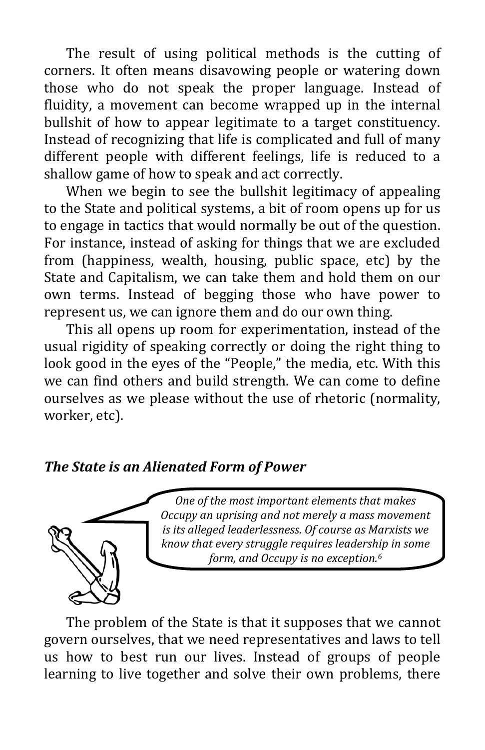The result of using political methods is the cutting of corners. It often means disavowing people or watering down those who do not speak the proper language. Instead of fluidity, a movement can become wrapped up in the internal bullshit of how to appear legitimate to a target constituency. Instead of recognizing that life is complicated and full of many different people with different feelings, life is reduced to a shallow game of how to speak and act correctly.

When we begin to see the bullshit legitimacy of appealing to the State and political systems, a bit of room opens up for us to engage in tactics that would normally be out of the question. For instance, instead of asking for things that we are excluded from (happiness, wealth, housing, public space, etc) by the State and Capitalism, we can take them and hold them on our own terms. Instead of begging those who have power to represent us, we can ignore them and do our own thing.

This all opens up room for experimentation, instead of the usual rigidity of speaking correctly or doing the right thing to look good in the eyes of the "People," the media, etc. With this we can find others and build strength. We can come to define ourselves as we please without the use of rhetoric (normality, worker, etc).

### *The State is an Alienated Form of Power*

*One of the most important elements that makes Occupy an uprising and not merely a mass movement is its alleged leaderlessness. Of course as Marxists we know that every struggle requires leadership in some form, and Occupy is no exception.*[6]

The problem of the State is that it supposes that we cannot govern ourselves, that we need representatives and laws to tell us how to best run our lives. Instead of groups of people learning to live together and solve their own problems, there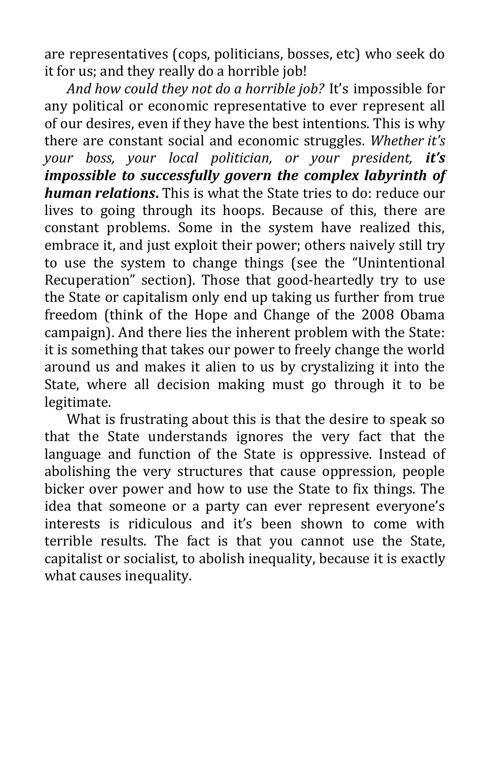are representatives (cops, politicians, bosses, etc) who seek do it for us; and they really do a horrible job!

*And how could they not do a horrible job?* It's impossible for any political or economic representative to ever represent all of our desires, even if they have the best intentions. This is why there are constant social and economic struggles. *Whether it's your boss, your local politician, or your president, **it's impossible to successfully govern the complex labyrinth of human relations***. This is what the State tries to do: reduce our lives to going through its hoops. Because of this, there are constant problems. Some in the system have realized this, embrace it, and just exploit their power; others naively still try to use the system to change things (see the "Unintentional Recuperation" section). Those that good-heartedly try to use the State or capitalism only end up taking us further from true freedom (think of the Hope and Change of the 2008 Obama campaign). And there lies the inherent problem with the State: it is something that takes our power to freely change the world around us and makes it alien to us by crystalizing it into the State, where all decision making must go through it to be legitimate.

What is frustrating about this is that the desire to speak so that the State understands ignores the very fact that the language and function of the State is oppressive. Instead of abolishing the very structures that cause oppression, people bicker over power and how to use the State to fix things. The idea that someone or a party can ever represent everyone's interests is ridiculous and it's been shown to come with terrible results. The fact is that you cannot use the State, capitalist or socialist, to abolish inequality, because it is exactly what causes inequality.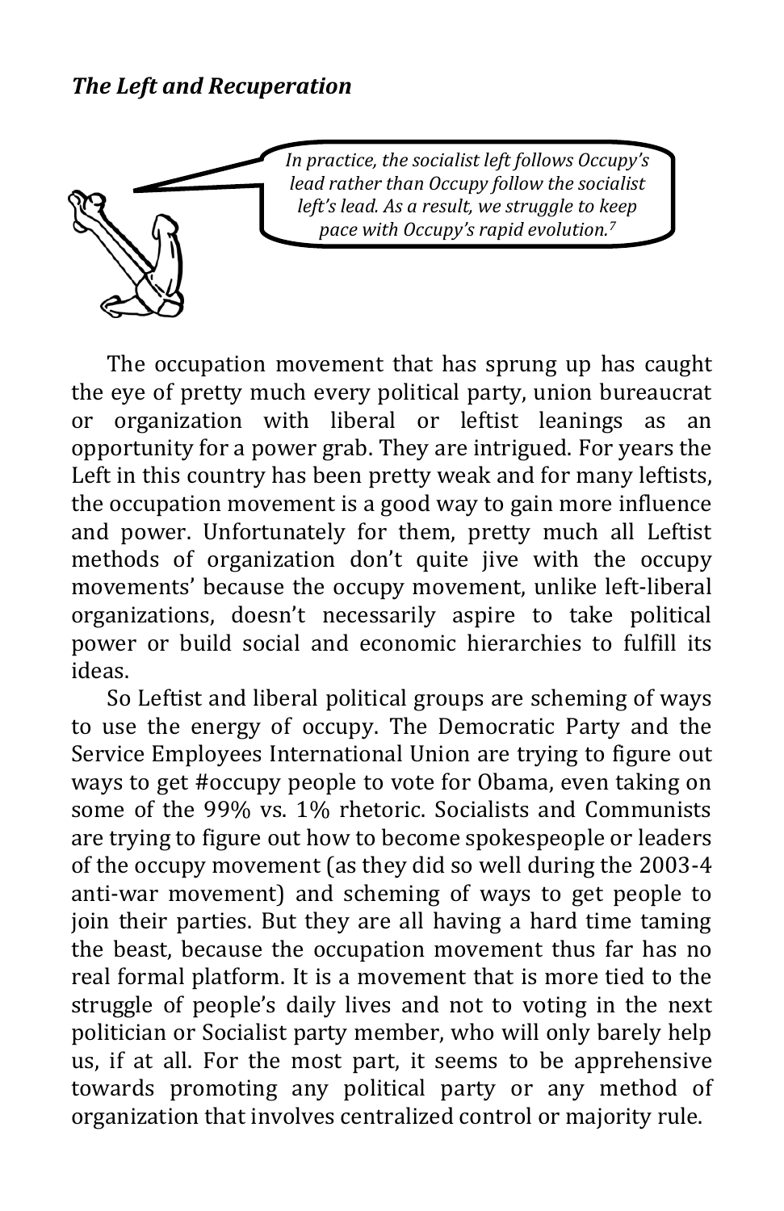***The Left and Recuperation***

*In practice, the socialist left follows Occupy's lead rather than Occupy follow the socialist left's lead. As a result, we struggle to keep pace with Occupy's rapid evolution.*[7]

The occupation movement that has sprung up has caught the eye of pretty much every political party, union bureaucrat or organization with liberal or leftist leanings as an opportunity for a power grab. They are intrigued. For years the Left in this country has been pretty weak and for many leftists, the occupation movement is a good way to gain more influence and power. Unfortunately for them, pretty much all Leftist methods of organization don't quite jive with the occupy movements' because the occupy movement, unlike left-liberal organizations, doesn't necessarily aspire to take political power or build social and economic hierarchies to fulfill its ideas.

So Leftist and liberal political groups are scheming of ways to use the energy of occupy. The Democratic Party and the Service Employees International Union are trying to figure out ways to get #occupy people to vote for Obama, even taking on some of the 99% vs. 1% rhetoric. Socialists and Communists are trying to figure out how to become spokespeople or leaders of the occupy movement (as they did so well during the 2003-4 anti-war movement) and scheming of ways to get people to join their parties. But they are all having a hard time taming the beast, because the occupation movement thus far has no real formal platform. It is a movement that is more tied to the struggle of people's daily lives and not to voting in the next politician or Socialist party member, who will only barely help us, if at all. For the most part, it seems to be apprehensive towards promoting any political party or any method of organization that involves centralized control or majority rule.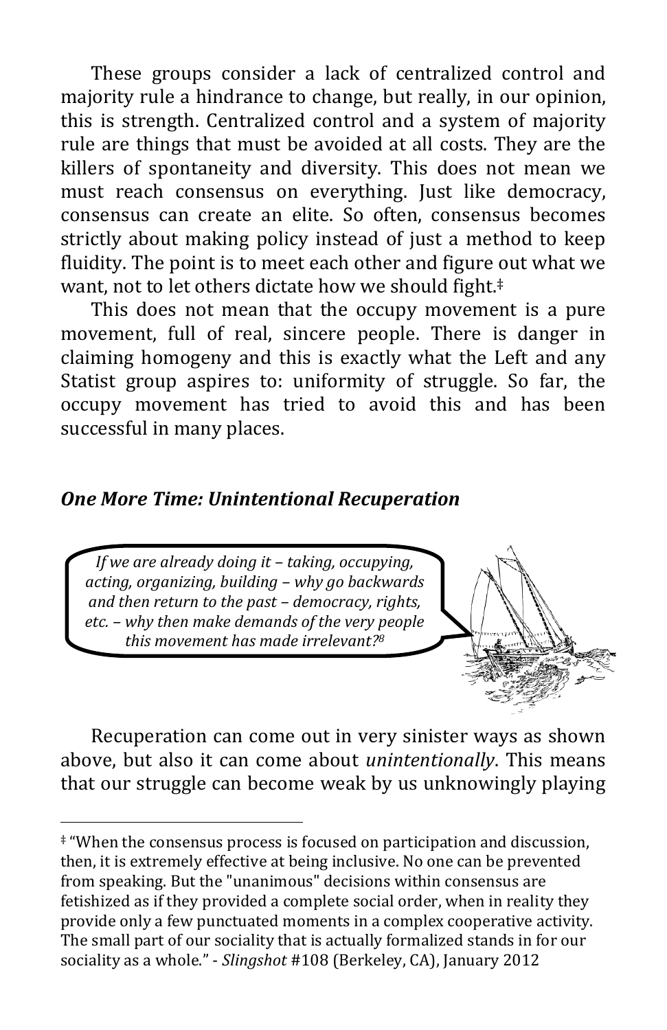These groups consider a lack of centralized control and majority rule a hindrance to change, but really, in our opinion, this is strength. Centralized control and a system of majority rule are things that must be avoided at all costs. They are the killers of spontaneity and diversity. This does not mean we must reach consensus on everything. Just like democracy, consensus can create an elite. So often, consensus becomes strictly about making policy instead of just a method to keep fluidity. The point is to meet each other and figure out what we want, not to let others dictate how we should fight.‡

This does not mean that the occupy movement is a pure movement, full of real, sincere people. There is danger in claiming homogeny and this is exactly what the Left and any Statist group aspires to: uniformity of struggle. So far, the occupy movement has tried to avoid this and has been successful in many places.

### *One More Time: Unintentional Recuperation*

> *If we are already doing it – taking, occupying, acting, organizing, building – why go backwards and then return to the past – democracy, rights, etc. – why then make demands of the very people this movement has made irrelevant?*[8]

Recuperation can come out in very sinister ways as shown above, but also it can come about *unintentionally*. This means that our struggle can become weak by us unknowingly playing

‡ "When the consensus process is focused on participation and discussion, then, it is extremely effective at being inclusive. No one can be prevented from speaking. But the "unanimous" decisions within consensus are fetishized as if they provided a complete social order, when in reality they provide only a few punctuated moments in a complex cooperative activity. The small part of our sociality that is actually formalized stands in for our sociality as a whole." - *Slingshot* #108 (Berkeley, CA), January 2012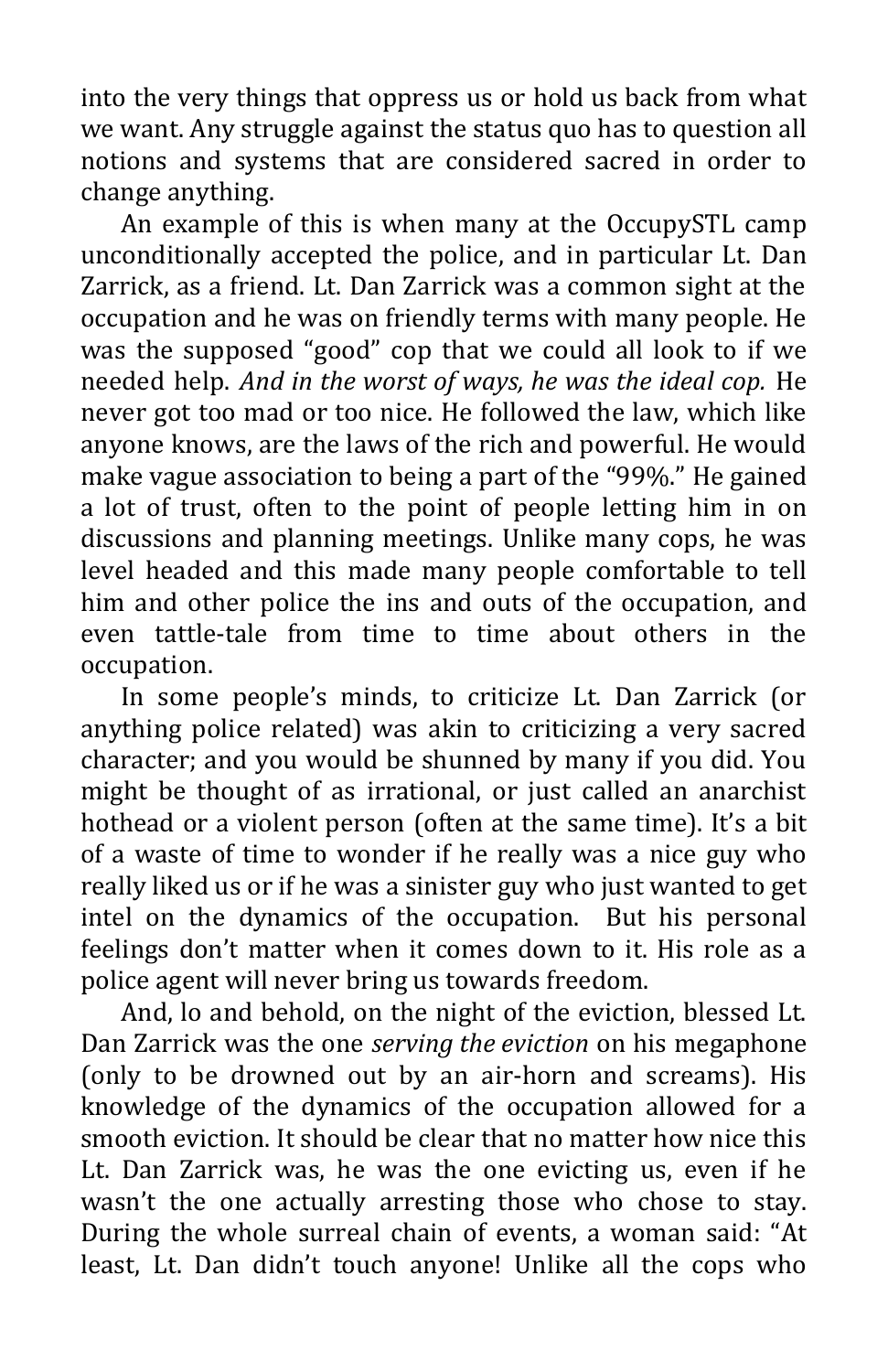into the very things that oppress us or hold us back from what we want. Any struggle against the status quo has to question all notions and systems that are considered sacred in order to change anything.

An example of this is when many at the OccupySTL camp unconditionally accepted the police, and in particular Lt. Dan Zarrick, as a friend. Lt. Dan Zarrick was a common sight at the occupation and he was on friendly terms with many people. He was the supposed "good" cop that we could all look to if we needed help. *And in the worst of ways, he was the ideal cop.* He never got too mad or too nice. He followed the law, which like anyone knows, are the laws of the rich and powerful. He would make vague association to being a part of the "99%." He gained a lot of trust, often to the point of people letting him in on discussions and planning meetings. Unlike many cops, he was level headed and this made many people comfortable to tell him and other police the ins and outs of the occupation, and even tattle-tale from time to time about others in the occupation.

In some people's minds, to criticize Lt. Dan Zarrick (or anything police related) was akin to criticizing a very sacred character; and you would be shunned by many if you did. You might be thought of as irrational, or just called an anarchist hothead or a violent person (often at the same time). It's a bit of a waste of time to wonder if he really was a nice guy who really liked us or if he was a sinister guy who just wanted to get intel on the dynamics of the occupation. But his personal feelings don't matter when it comes down to it. His role as a police agent will never bring us towards freedom.

And, lo and behold, on the night of the eviction, blessed Lt. Dan Zarrick was the one *serving the eviction* on his megaphone (only to be drowned out by an air-horn and screams). His knowledge of the dynamics of the occupation allowed for a smooth eviction. It should be clear that no matter how nice this Lt. Dan Zarrick was, he was the one evicting us, even if he wasn't the one actually arresting those who chose to stay. During the whole surreal chain of events, a woman said: "At least, Lt. Dan didn't touch anyone! Unlike all the cops who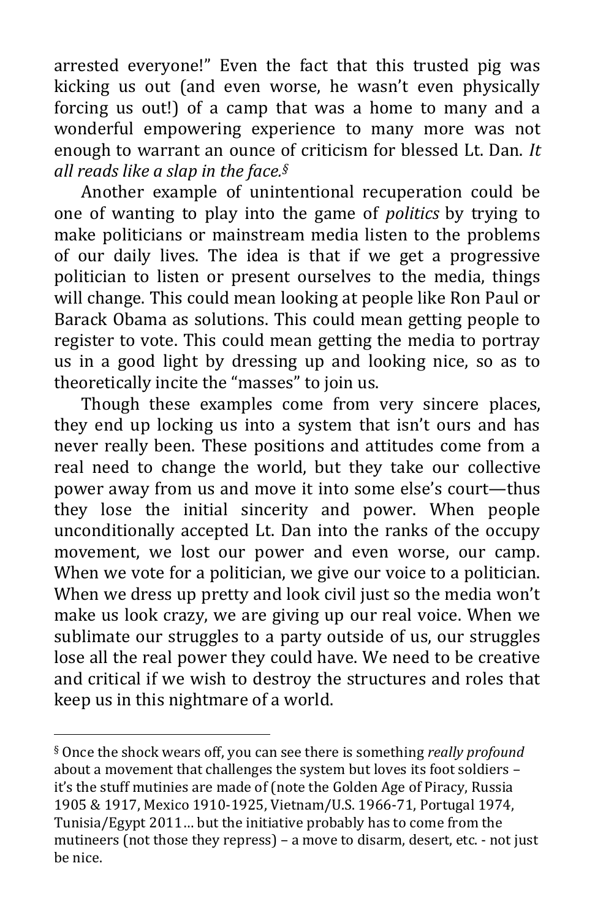arrested everyone!" Even the fact that this trusted pig was kicking us out (and even worse, he wasn't even physically forcing us out!) of a camp that was a home to many and a wonderful empowering experience to many more was not enough to warrant an ounce of criticism for blessed Lt. Dan. *It all reads like a slap in the face.*[§]

Another example of unintentional recuperation could be one of wanting to play into the game of *politics* by trying to make politicians or mainstream media listen to the problems of our daily lives. The idea is that if we get a progressive politician to listen or present ourselves to the media, things will change. This could mean looking at people like Ron Paul or Barack Obama as solutions. This could mean getting people to register to vote. This could mean getting the media to portray us in a good light by dressing up and looking nice, so as to theoretically incite the "masses" to join us.

Though these examples come from very sincere places, they end up locking us into a system that isn't ours and has never really been. These positions and attitudes come from a real need to change the world, but they take our collective power away from us and move it into some else's court—thus they lose the initial sincerity and power. When people unconditionally accepted Lt. Dan into the ranks of the occupy movement, we lost our power and even worse, our camp. When we vote for a politician, we give our voice to a politician. When we dress up pretty and look civil just so the media won't make us look crazy, we are giving up our real voice. When we sublimate our struggles to a party outside of us, our struggles lose all the real power they could have. We need to be creative and critical if we wish to destroy the structures and roles that keep us in this nightmare of a world.

---

[§] Once the shock wears off, you can see there is something *really profound* about a movement that challenges the system but loves its foot soldiers – it's the stuff mutinies are made of (note the Golden Age of Piracy, Russia 1905 & 1917, Mexico 1910-1925, Vietnam/U.S. 1966-71, Portugal 1974, Tunisia/Egypt 2011… but the initiative probably has to come from the mutineers (not those they repress) – a move to disarm, desert, etc. - not just be nice.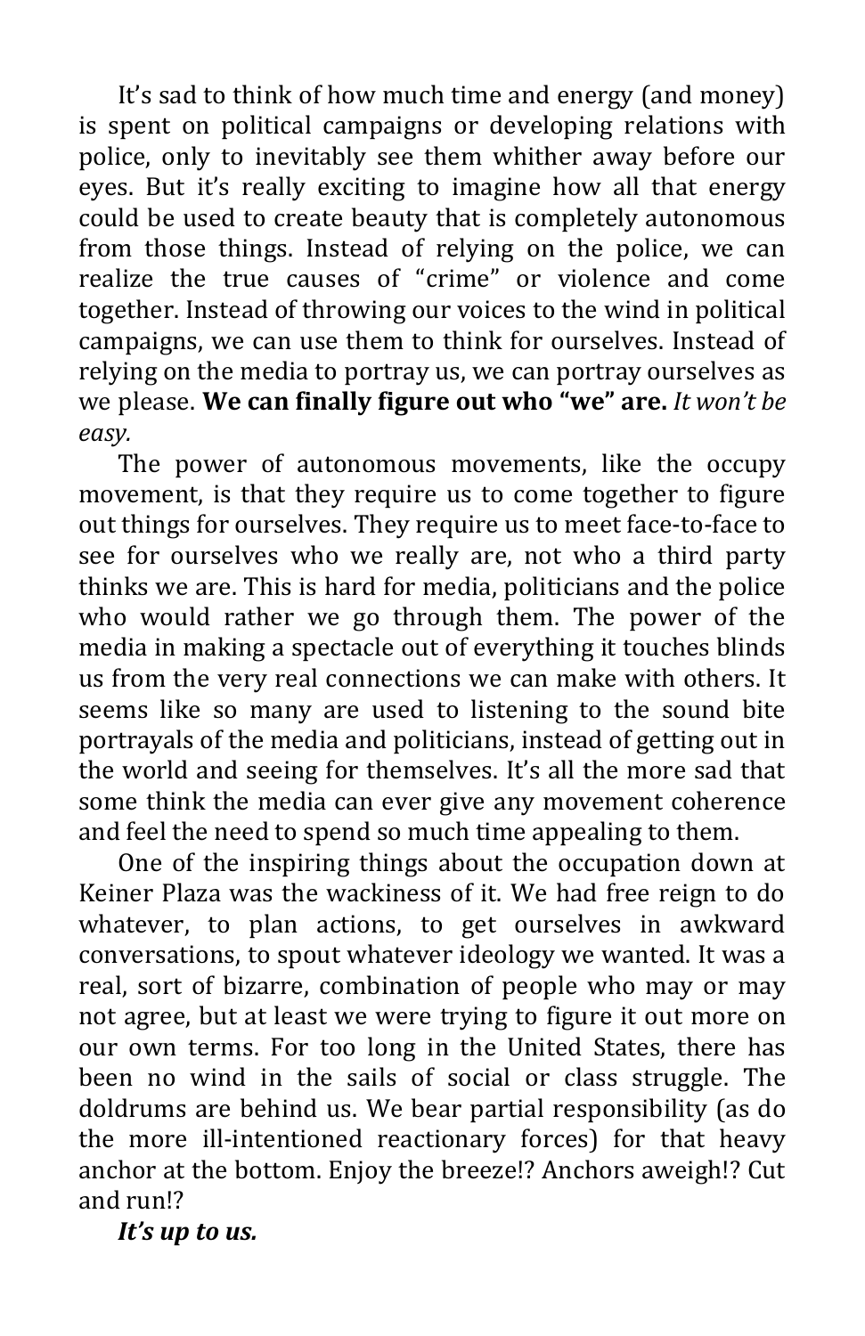It's sad to think of how much time and energy (and money) is spent on political campaigns or developing relations with police, only to inevitably see them whither away before our eyes. But it's really exciting to imagine how all that energy could be used to create beauty that is completely autonomous from those things. Instead of relying on the police, we can realize the true causes of "crime" or violence and come together. Instead of throwing our voices to the wind in political campaigns, we can use them to think for ourselves. Instead of relying on the media to portray us, we can portray ourselves as we please. **We can finally figure out who "we" are.** *It won't be easy.*

The power of autonomous movements, like the occupy movement, is that they require us to come together to figure out things for ourselves. They require us to meet face-to-face to see for ourselves who we really are, not who a third party thinks we are. This is hard for media, politicians and the police who would rather we go through them. The power of the media in making a spectacle out of everything it touches blinds us from the very real connections we can make with others. It seems like so many are used to listening to the sound bite portrayals of the media and politicians, instead of getting out in the world and seeing for themselves. It's all the more sad that some think the media can ever give any movement coherence and feel the need to spend so much time appealing to them.

One of the inspiring things about the occupation down at Keiner Plaza was the wackiness of it. We had free reign to do whatever, to plan actions, to get ourselves in awkward conversations, to spout whatever ideology we wanted. It was a real, sort of bizarre, combination of people who may or may not agree, but at least we were trying to figure it out more on our own terms. For too long in the United States, there has been no wind in the sails of social or class struggle. The doldrums are behind us. We bear partial responsibility (as do the more ill-intentioned reactionary forces) for that heavy anchor at the bottom. Enjoy the breeze!? Anchors aweigh!? Cut and run!?

***It's up to us.***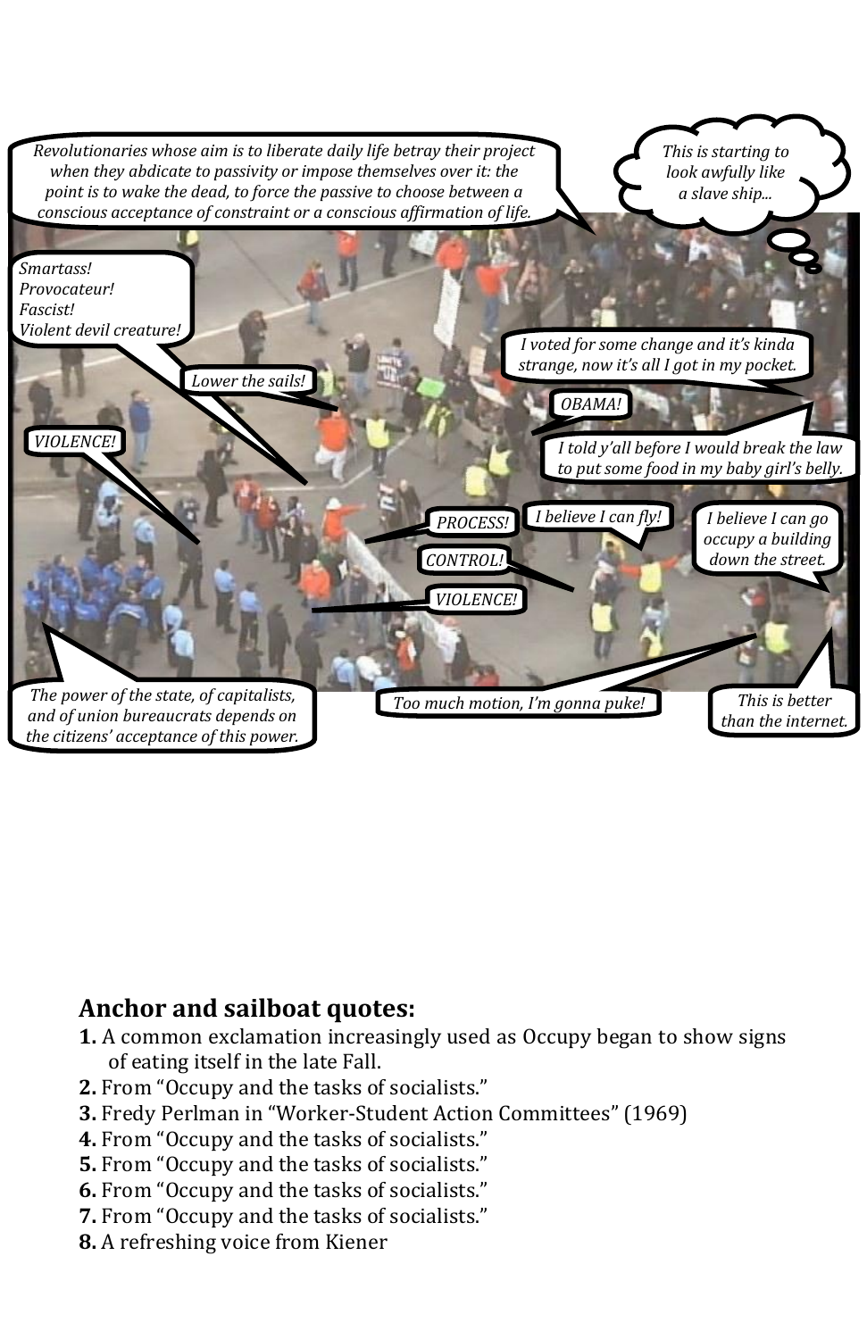*Revolutionaries whose aim is to liberate daily life betray their project when they abdicate to passivity or impose themselves over it: the point is to wake the dead, to force the passive to choose between a conscious acceptance of constraint or a conscious affirmation of life.*

*This is starting to look awfully like a slave ship...*

*Smartass!*
*Provocateur!*
*Fascist!*
*Violent devil creature!*

*Lower the sails!*

*I voted for some change and it's kinda strange, now it's all I got in my pocket.*

*OBAMA!*

*VIOLENCE!*

*I told y'all before I would break the law to put some food in my baby girl's belly.*

*PROCESS!*

*I believe I can fly!*

*I believe I can go occupy a building down the street.*

*CONTROL!*

*VIOLENCE!*

*The power of the state, of capitalists, and of union bureaucrats depends on the citizens' acceptance of this power.*

*Too much motion, I'm gonna puke!*

*This is better than the internet.*

**Anchor and sailboat quotes:**

1. A common exclamation increasingly used as Occupy began to show signs of eating itself in the late Fall.
2. From "Occupy and the tasks of socialists."
3. Fredy Perlman in "Worker-Student Action Committees" (1969)
4. From "Occupy and the tasks of socialists."
5. From "Occupy and the tasks of socialists."
6. From "Occupy and the tasks of socialists."
7. From "Occupy and the tasks of socialists."
8. A refreshing voice from Kiener